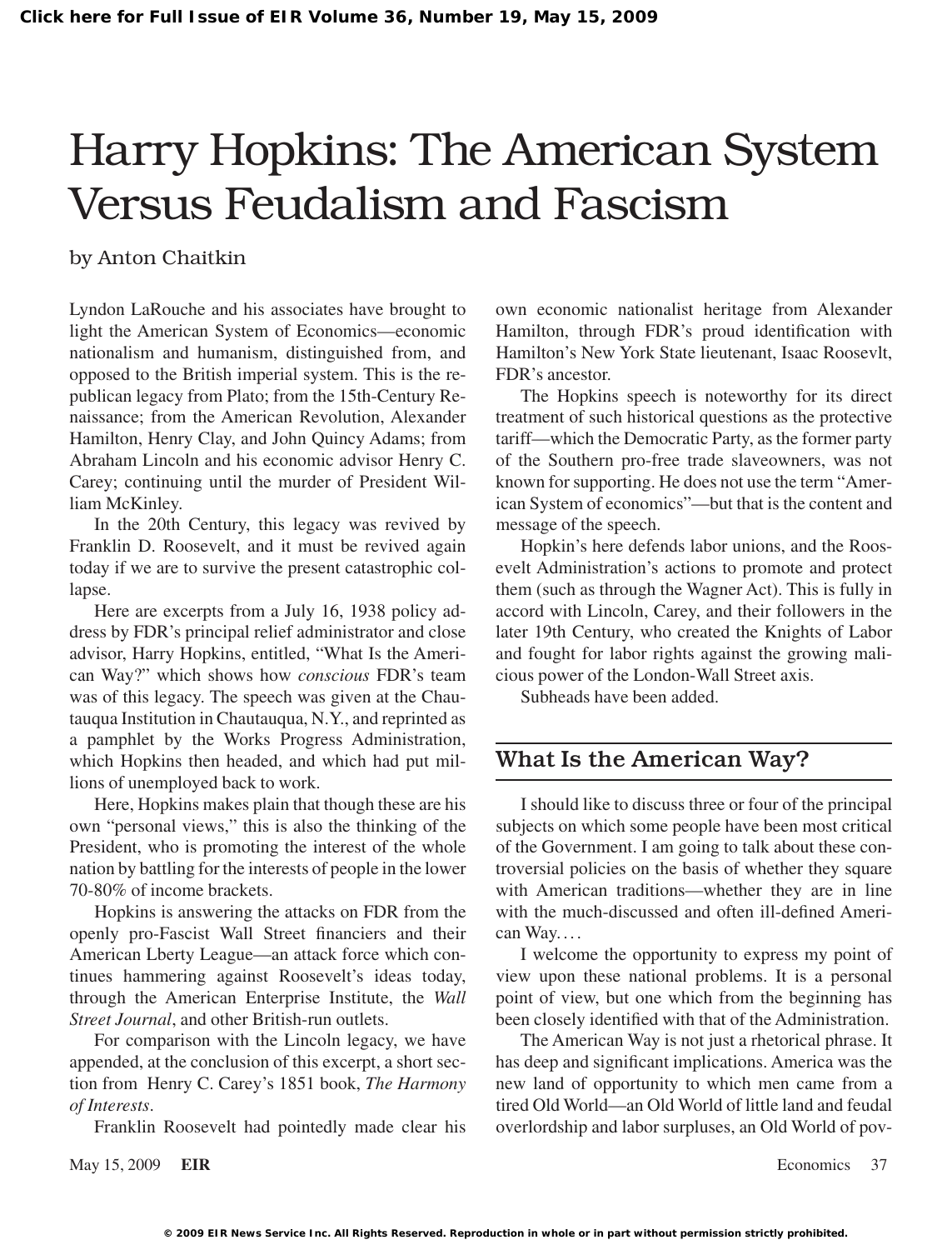# Harry Hopkins: The American System Versus Feudalism and Fascism

by Anton Chaitkin

Lyndon LaRouche and his associates have brought to light the American System of Economics—economic nationalism and humanism, distinguished from, and opposed to the British imperial system. This is the republican legacy from Plato; from the 15th-Century Renaissance; from the American Revolution, Alexander Hamilton, Henry Clay, and John Quincy Adams; from Abraham Lincoln and his economic advisor Henry C. Carey; continuing until the murder of President William McKinley.

In the 20th Century, this legacy was revived by Franklin D. Roosevelt, and it must be revived again today if we are to survive the present catastrophic collapse.

Here are excerpts from a July 16, 1938 policy address by FDR's principal relief administrator and close advisor, Harry Hopkins, entitled, "What Is the American Way?" which shows how *conscious* FDR's team was of this legacy. The speech was given at the Chautauqua Institution in Chautauqua, N.Y., and reprinted as a pamphlet by the Works Progress Administration, which Hopkins then headed, and which had put millions of unemployed back to work.

Here, Hopkins makes plain that though these are his own "personal views," this is also the thinking of the President, who is promoting the interest of the whole nation by battling for the interests of people in the lower 70-80% of income brackets.

Hopkins is answering the attacks on FDR from the openly pro-Fascist Wall Street financiers and their American Lberty League—an attack force which continues hammering against Roosevelt's ideas today, through the American Enterprise Institute, the *Wall Street Journal*, and other British-run outlets.

For comparison with the Lincoln legacy, we have appended, at the conclusion of this excerpt, a short section from Henry C. Carey's 1851 book, *The Harmony of Interests*.

Franklin Roosevelt had pointedly made clear his own economic nationalist heritage from Alexander Hamilton, through FDR's proud identification with Hamilton's New York State lieutenant, Isaac Roosevlt, FDR's ancestor.

The Hopkins speech is noteworthy for its direct treatment of such historical questions as the protective tariff—which the Democratic Party, as the former party of the Southern pro-free trade slaveowners, was not known for supporting. He does not use the term "American System of economics"—but that is the content and message of the speech.

Hopkin's here defends labor unions, and the Roosevelt Administration's actions to promote and protect them (such as through the Wagner Act). This is fully in accord with Lincoln, Carey, and their followers in the later 19th Century, who created the Knights of Labor and fought for labor rights against the growing malicious power of the London-Wall Street axis.

Subheads have been added.

## What Is the American Way?

I should like to discuss three or four of the principal subjects on which some people have been most critical of the Government. I am going to talk about these controversial policies on the basis of whether they square with American traditions—whether they are in line with the much-discussed and often ill-defined American Way. . . .

I welcome the opportunity to express my point of view upon these national problems. It is a personal point of view, but one which from the beginning has been closely identified with that of the Administration.

The American Way is not just a rhetorical phrase. It has deep and significant implications. America was the new land of opportunity to which men came from a tired Old World—an Old World of little land and feudal overlordship and labor surpluses, an Old World of pov-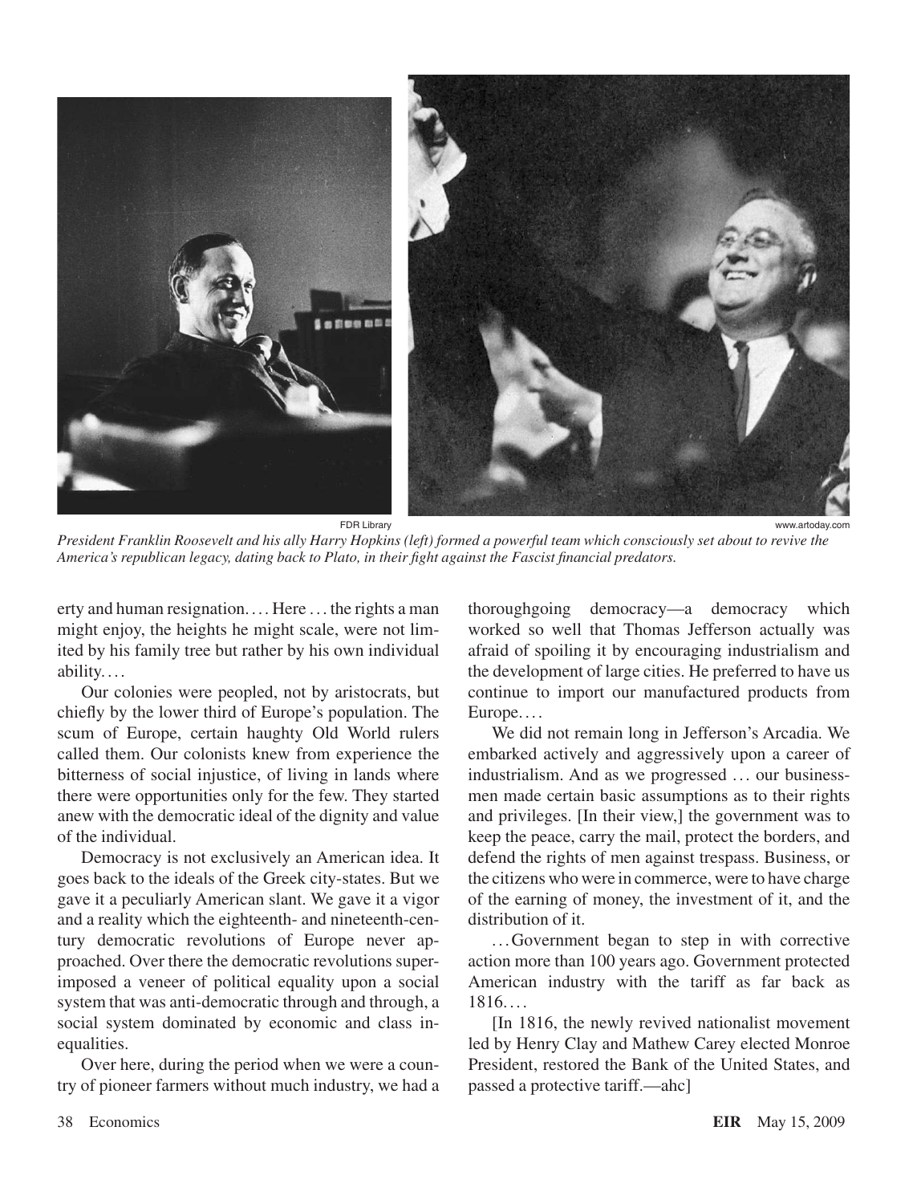FDR Library www.artoday.com

*President Franklin Roosevelt and his ally Harry Hopkins (left) formed a powerful team which consciously set about to revive the America's republican legacy, dating back to Plato, in their fight against the Fascist financial predators.*

erty and human resignation.... Here ... the rights a man might enjoy, the heights he might scale, were not limited by his family tree but rather by his own individual ability....

Our colonies were peopled, not by aristocrats, but chiefly by the lower third of Europe's population. The scum of Europe, certain haughty Old World rulers called them. Our colonists knew from experience the bitterness of social injustice, of living in lands where there were opportunities only for the few. They started anew with the democratic ideal of the dignity and value of the individual.

Democracy is not exclusively an American idea. It goes back to the ideals of the Greek city-states. But we gave it a peculiarly American slant. We gave it a vigor and a reality which the eighteenth- and nineteenth-century democratic revolutions of Europe never approached. Over there the democratic revolutions superimposed a veneer of political equality upon a social system that was anti-democratic through and through, a social system dominated by economic and class inequalities.

Over here, during the period when we were a country of pioneer farmers without much industry, we had a thoroughgoing democracy—a democracy which worked so well that Thomas Jefferson actually was afraid of spoiling it by encouraging industrialism and the development of large cities. He preferred to have us continue to import our manufactured products from Europe....

We did not remain long in Jefferson's Arcadia. We embarked actively and aggressively upon a career of industrialism. And as we progressed ... our businessmen made certain basic assumptions as to their rights and privileges. [In their view,] the government was to keep the peace, carry the mail, protect the borders, and defend the rights of men against trespass. Business, or the citizens who were in commerce, were to have charge of the earning of money, the investment of it, and the distribution of it.

...Government began to step in with corrective action more than 100 years ago. Government protected American industry with the tariff as far back as 1816....

[In 1816, the newly revived nationalist movement led by Henry Clay and Mathew Carey elected Monroe President, restored the Bank of the United States, and passed a protective tariff.—ahc]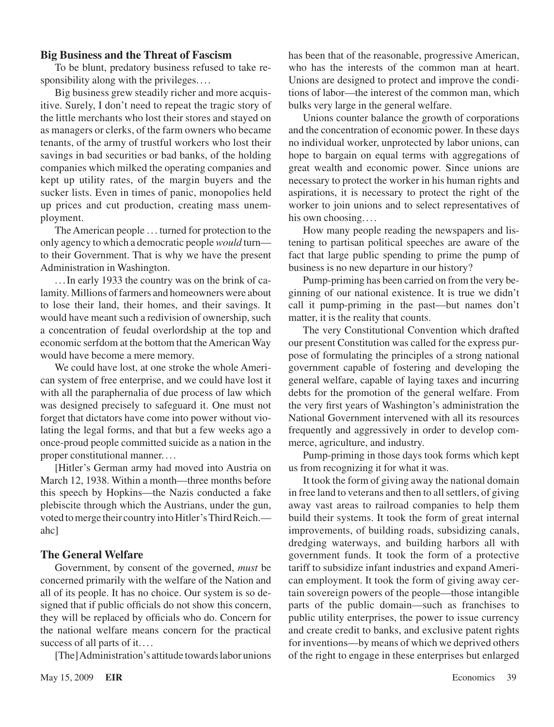## Big Business and the Threat of Fascism

To be blunt, predatory business refused to take responsibility along with the privileges. . . .

Big business grew steadily richer and more acquisitive. Surely, I don't need to repeat the tragic story of the little merchants who lost their stores and stayed on as managers or clerks, of the farm owners who became tenants, of the army of trustful workers who lost their savings in bad securities or bad banks, of the holding companies which milked the operating companies and kept up utility rates, of the margin buyers and the sucker lists. Even in times of panic, monopolies held up prices and cut production, creating mass unemployment.

The American people . . . turned for protection to the only agency to which a democratic people *would* turn—to their Government. That is why we have the present Administration in Washington.

. . . In early 1933 the country was on the brink of calamity. Millions of farmers and homeowners were about to lose their land, their homes, and their savings. It would have meant such a redivision of ownership, such a concentration of feudal overlordship at the top and economic serfdom at the bottom that the American Way would have become a mere memory.

We could have lost, at one stroke the whole American system of free enterprise, and we could have lost it with all the paraphernalia of due process of law which was designed precisely to safeguard it. One must not forget that dictators have come into power without violating the legal forms, and that but a few weeks ago a once-proud people committed suicide as a nation in the proper constitutional manner. . . .

[Hitler's German army had moved into Austria on March 12, 1938. Within a month—three months before this speech by Hopkins—the Nazis conducted a fake plebiscite through which the Austrians, under the gun, voted to merge their country into Hitler's Third Reich.—ahc]

## The General Welfare

Government, by consent of the governed, *must* be concerned primarily with the welfare of the Nation and all of its people. It has no choice. Our system is so designed that if public officials do not show this concern, they will be replaced by officials who do. Concern for the national welfare means concern for the practical success of all parts of it. . . .

[The] Administration's attitude towards labor unions has been that of the reasonable, progressive American, who has the interests of the common man at heart. Unions are designed to protect and improve the conditions of labor—the interest of the common man, which bulks very large in the general welfare.

Unions counter balance the growth of corporations and the concentration of economic power. In these days no individual worker, unprotected by labor unions, can hope to bargain on equal terms with aggregations of great wealth and economic power. Since unions are necessary to protect the worker in his human rights and aspirations, it is necessary to protect the right of the worker to join unions and to select representatives of his own choosing. . . .

How many people reading the newspapers and listening to partisan political speeches are aware of the fact that large public spending to prime the pump of business is no new departure in our history?

Pump-priming has been carried on from the very beginning of our national existence. It is true we didn't call it pump-priming in the past—but names don't matter, it is the reality that counts.

The very Constitutional Convention which drafted our present Constitution was called for the express purpose of formulating the principles of a strong national government capable of fostering and developing the general welfare, capable of laying taxes and incurring debts for the promotion of the general welfare. From the very first years of Washington's administration the National Government intervened with all its resources frequently and aggressively in order to develop commerce, agriculture, and industry.

Pump-priming in those days took forms which kept us from recognizing it for what it was.

It took the form of giving away the national domain in free land to veterans and then to all settlers, of giving away vast areas to railroad companies to help them build their systems. It took the form of great internal improvements, of building roads, subsidizing canals, dredging waterways, and building harbors all with government funds. It took the form of a protective tariff to subsidize infant industries and expand American employment. It took the form of giving away certain sovereign powers of the people—those intangible parts of the public domain—such as franchises to public utility enterprises, the power to issue currency and create credit to banks, and exclusive patent rights for inventions—by means of which we deprived others of the right to engage in these enterprises but enlarged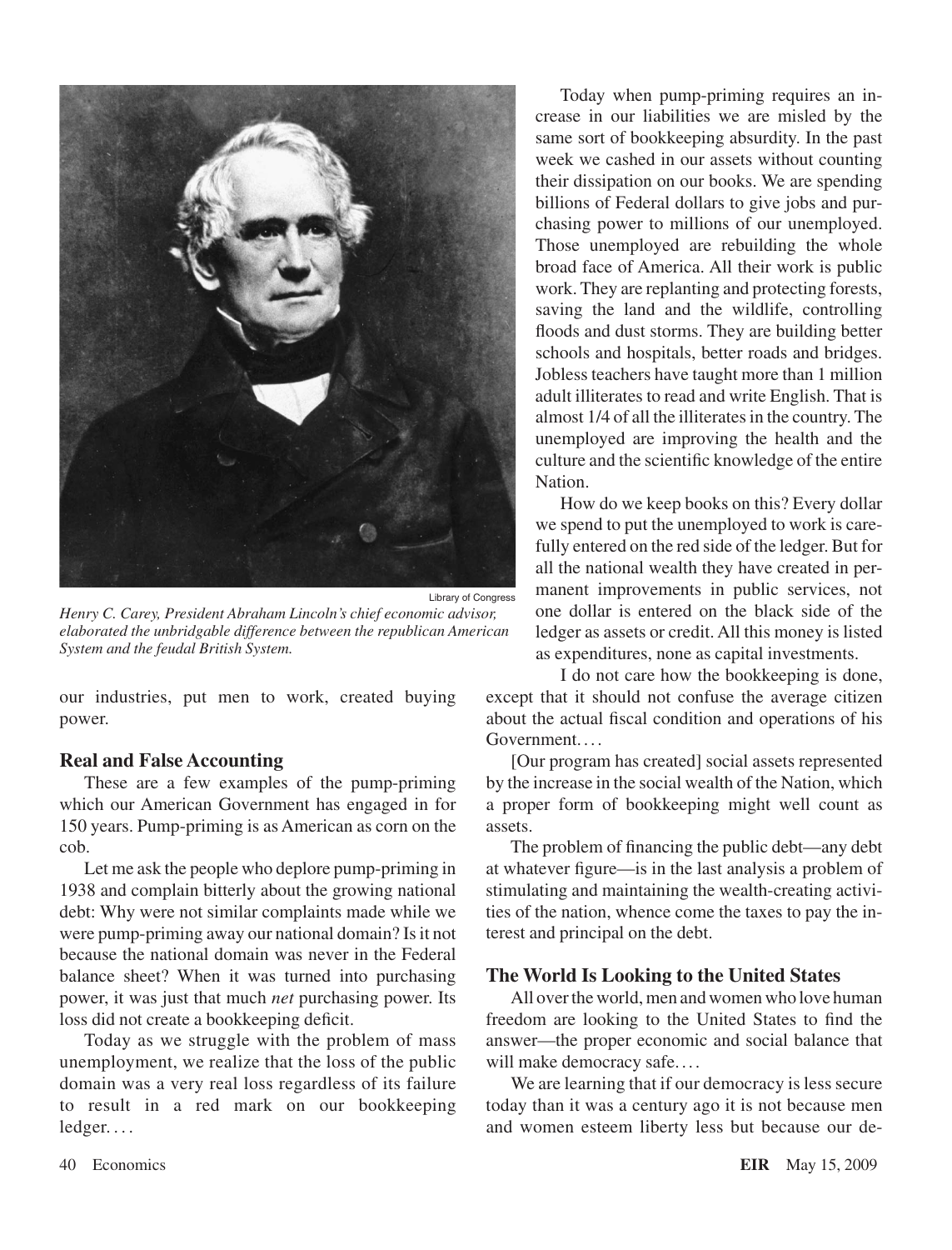our industries, put men to work, created buying power.

Henry C. Carey, President Abraham Lincoln's chief economic advisor, elaborated the unbridgable difference between the republican American System and the feudal British System.

### Real and False Accounting

These are a few examples of the pump-priming which our American Government has engaged in for 150 years. Pump-priming is as American as corn on the cob.

Let me ask the people who deplore pump-priming in 1938 and complain bitterly about the growing national debt: Why were not similar complaints made while we were pump-priming away our national domain? Is it not because the national domain was never in the Federal balance sheet? When it was turned into purchasing power, it was just that much *net* purchasing power. Its loss did not create a bookkeeping deficit.

Today as we struggle with the problem of mass unemployment, we realize that the loss of the public domain was a very real loss regardless of its failure to result in a red mark on our bookkeeping ledger. . . .

Today when pump-priming requires an increase in our liabilities we are misled by the same sort of bookkeeping absurdity. In the past week we cashed in our assets without counting their dissipation on our books. We are spending billions of Federal dollars to give jobs and purchasing power to millions of our unemployed. Those unemployed are rebuilding the whole broad face of America. All their work is public work. They are replanting and protecting forests, saving the land and the wildlife, controlling floods and dust storms. They are building better schools and hospitals, better roads and bridges. Jobless teachers have taught more than 1 million adult illiterates to read and write English. That is almost 1/4 of all the illiterates in the country. The unemployed are improving the health and the culture and the scientific knowledge of the entire Nation.

How do we keep books on this? Every dollar we spend to put the unemployed to work is carefully entered on the red side of the ledger. But for all the national wealth they have created in permanent improvements in public services, not one dollar is entered on the black side of the ledger as assets or credit. All this money is listed as expenditures, none as capital investments.

I do not care how the bookkeeping is done, except that it should not confuse the average citizen about the actual fiscal condition and operations of his Government. . . .

[Our program has created] social assets represented by the increase in the social wealth of the Nation, which a proper form of bookkeeping might well count as assets.

The problem of financing the public debt—any debt at whatever figure—is in the last analysis a problem of stimulating and maintaining the wealth-creating activities of the nation, whence come the taxes to pay the interest and principal on the debt.

### The World Is Looking to the United States

All over the world, men and women who love human freedom are looking to the United States to find the answer—the proper economic and social balance that will make democracy safe. . . .

We are learning that if our democracy is less secure today than it was a century ago it is not because men and women esteem liberty less but because our de-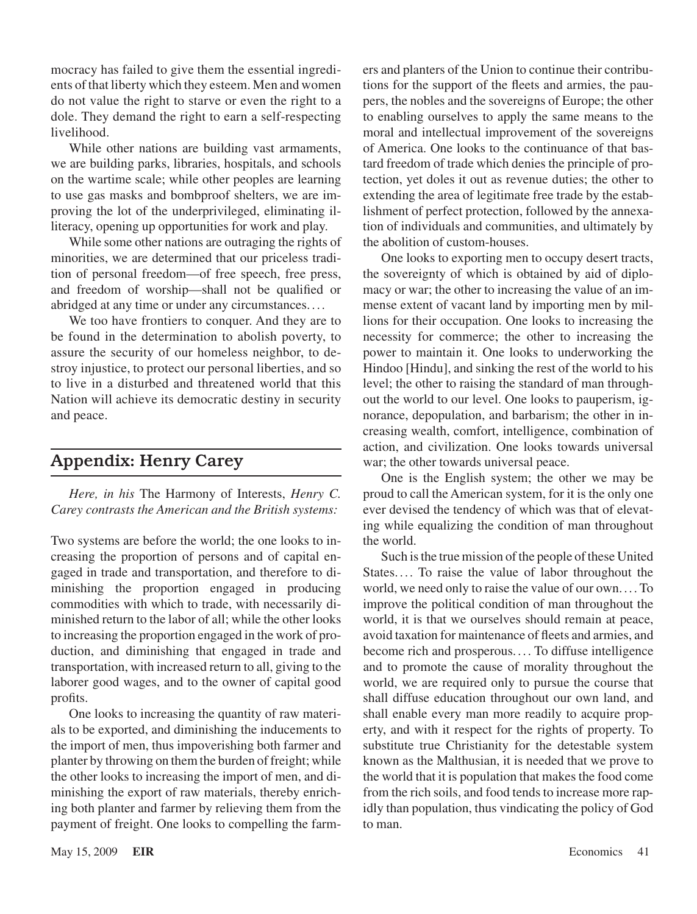mocracy has failed to give them the essential ingredients of that liberty which they esteem. Men and women do not value the right to starve or even the right to a dole. They demand the right to earn a self-respecting livelihood.

While other nations are building vast armaments, we are building parks, libraries, hospitals, and schools on the wartime scale; while other peoples are learning to use gas masks and bombproof shelters, we are improving the lot of the underprivileged, eliminating illiteracy, opening up opportunities for work and play.

While some other nations are outraging the rights of minorities, we are determined that our priceless tradition of personal freedom—of free speech, free press, and freedom of worship—shall not be qualified or abridged at any time or under any circumstances. . . .

We too have frontiers to conquer. And they are to be found in the determination to abolish poverty, to assure the security of our homeless neighbor, to destroy injustice, to protect our personal liberties, and so to live in a disturbed and threatened world that this Nation will achieve its democratic destiny in security and peace.

## Appendix: Henry Carey

*Here, in his* The Harmony of Interests, *Henry C. Carey contrasts the American and the British systems:*

Two systems are before the world; the one looks to increasing the proportion of persons and of capital engaged in trade and transportation, and therefore to diminishing the proportion engaged in producing commodities with which to trade, with necessarily diminished return to the labor of all; while the other looks to increasing the proportion engaged in the work of production, and diminishing that engaged in trade and transportation, with increased return to all, giving to the laborer good wages, and to the owner of capital good profits.

One looks to increasing the quantity of raw materials to be exported, and diminishing the inducements to the import of men, thus impoverishing both farmer and planter by throwing on them the burden of freight; while the other looks to increasing the import of men, and diminishing the export of raw materials, thereby enriching both planter and farmer by relieving them from the payment of freight. One looks to compelling the farmers and planters of the Union to continue their contributions for the support of the fleets and armies, the paupers, the nobles and the sovereigns of Europe; the other to enabling ourselves to apply the same means to the moral and intellectual improvement of the sovereigns of America. One looks to the continuance of that bastard freedom of trade which denies the principle of protection, yet doles it out as revenue duties; the other to extending the area of legitimate free trade by the establishment of perfect protection, followed by the annexation of individuals and communities, and ultimately by the abolition of custom-houses.

One looks to exporting men to occupy desert tracts, the sovereignty of which is obtained by aid of diplomacy or war; the other to increasing the value of an immense extent of vacant land by importing men by millions for their occupation. One looks to increasing the necessity for commerce; the other to increasing the power to maintain it. One looks to underworking the Hindoo [Hindu], and sinking the rest of the world to his level; the other to raising the standard of man throughout the world to our level. One looks to pauperism, ignorance, depopulation, and barbarism; the other in increasing wealth, comfort, intelligence, combination of action, and civilization. One looks towards universal war; the other towards universal peace.

One is the English system; the other we may be proud to call the American system, for it is the only one ever devised the tendency of which was that of elevating while equalizing the condition of man throughout the world.

Such is the true mission of the people of these United States. . . . To raise the value of labor throughout the world, we need only to raise the value of our own. . . . To improve the political condition of man throughout the world, it is that we ourselves should remain at peace, avoid taxation for maintenance of fleets and armies, and become rich and prosperous. . . . To diffuse intelligence and to promote the cause of morality throughout the world, we are required only to pursue the course that shall diffuse education throughout our own land, and shall enable every man more readily to acquire property, and with it respect for the rights of property. To substitute true Christianity for the detestable system known as the Malthusian, it is needed that we prove to the world that it is population that makes the food come from the rich soils, and food tends to increase more rapidly than population, thus vindicating the policy of God to man.